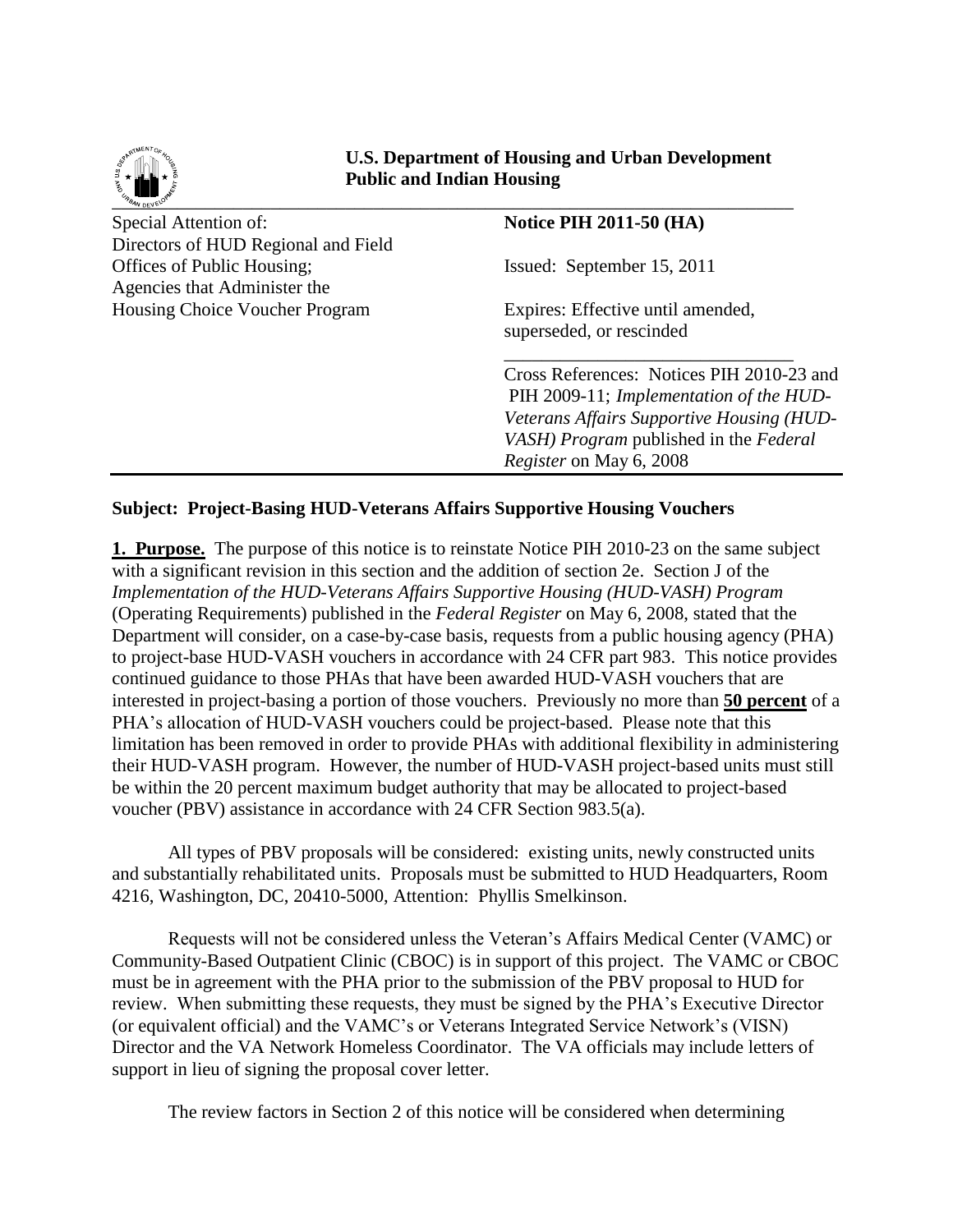**U.S. Department of Housing and Urban Development**
**Public and Indian Housing**

| | |
|---|---|
| Special Attention of: Directors of HUD Regional and Field Offices of Public Housing; Agencies that Administer the Housing Choice Voucher Program | **Notice PIH 2011-50 (HA)** |
| | Issued: September 15, 2011 |
| | Expires: Effective until amended, superseded, or rescinded |
| | Cross References: Notices PIH 2010-23 and PIH 2009-11; *Implementation of the HUD-Veterans Affairs Supportive Housing (HUD-VASH) Program* published in the *Federal Register* on May 6, 2008 |

**Subject: Project-Basing HUD-Veterans Affairs Supportive Housing Vouchers**

**1. Purpose.** The purpose of this notice is to reinstate Notice PIH 2010-23 on the same subject with a significant revision in this section and the addition of section 2e. Section J of the *Implementation of the HUD-Veterans Affairs Supportive Housing (HUD-VASH) Program* (Operating Requirements) published in the *Federal Register* on May 6, 2008, stated that the Department will consider, on a case-by-case basis, requests from a public housing agency (PHA) to project-base HUD-VASH vouchers in accordance with 24 CFR part 983. This notice provides continued guidance to those PHAs that have been awarded HUD-VASH vouchers that are interested in project-basing a portion of those vouchers. Previously no more than **50 percent** of a PHA's allocation of HUD-VASH vouchers could be project-based. Please note that this limitation has been removed in order to provide PHAs with additional flexibility in administering their HUD-VASH program. However, the number of HUD-VASH project-based units must still be within the 20 percent maximum budget authority that may be allocated to project-based voucher (PBV) assistance in accordance with 24 CFR Section 983.5(a).

All types of PBV proposals will be considered: existing units, newly constructed units and substantially rehabilitated units. Proposals must be submitted to HUD Headquarters, Room 4216, Washington, DC, 20410-5000, Attention: Phyllis Smelkinson.

Requests will not be considered unless the Veteran's Affairs Medical Center (VAMC) or Community-Based Outpatient Clinic (CBOC) is in support of this project. The VAMC or CBOC must be in agreement with the PHA prior to the submission of the PBV proposal to HUD for review. When submitting these requests, they must be signed by the PHA's Executive Director (or equivalent official) and the VAMC's or Veterans Integrated Service Network's (VISN) Director and the VA Network Homeless Coordinator. The VA officials may include letters of support in lieu of signing the proposal cover letter.

The review factors in Section 2 of this notice will be considered when determining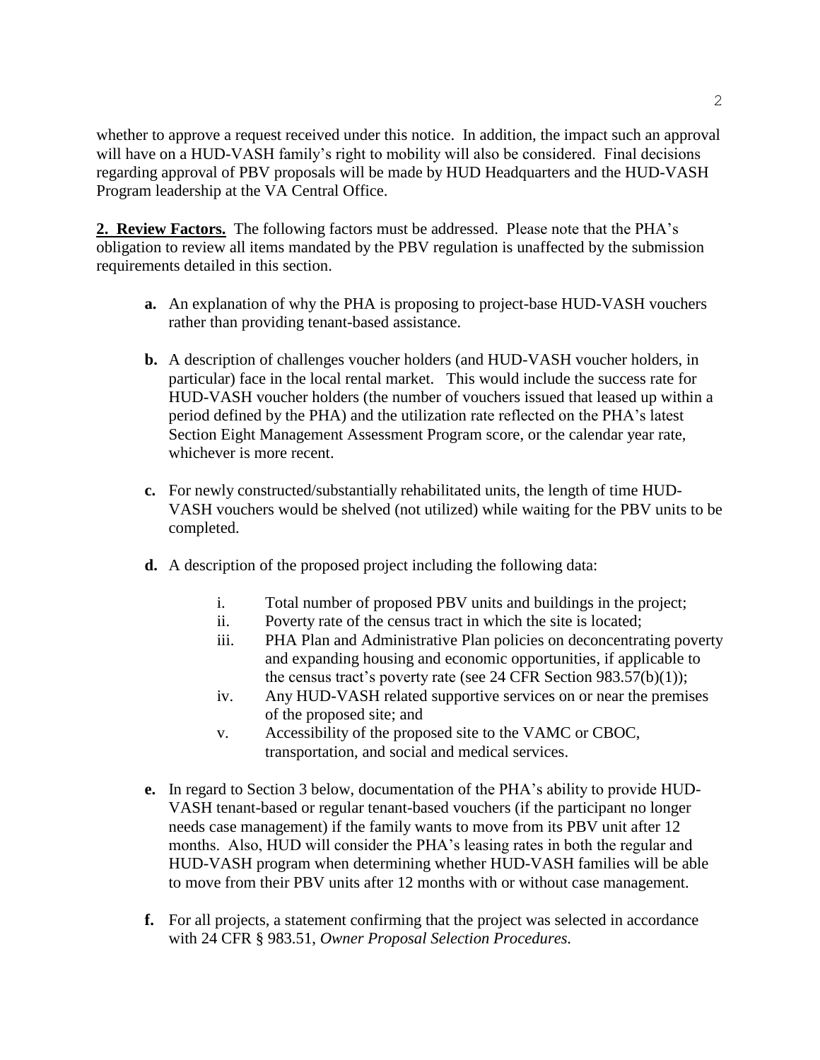whether to approve a request received under this notice. In addition, the impact such an approval will have on a HUD-VASH family's right to mobility will also be considered. Final decisions regarding approval of PBV proposals will be made by HUD Headquarters and the HUD-VASH Program leadership at the VA Central Office.

**2. Review Factors.** The following factors must be addressed. Please note that the PHA's obligation to review all items mandated by the PBV regulation is unaffected by the submission requirements detailed in this section.

- **a.** An explanation of why the PHA is proposing to project-base HUD-VASH vouchers rather than providing tenant-based assistance.

- **b.** A description of challenges voucher holders (and HUD-VASH voucher holders, in particular) face in the local rental market. This would include the success rate for HUD-VASH voucher holders (the number of vouchers issued that leased up within a period defined by the PHA) and the utilization rate reflected on the PHA's latest Section Eight Management Assessment Program score, or the calendar year rate, whichever is more recent.

- **c.** For newly constructed/substantially rehabilitated units, the length of time HUD-VASH vouchers would be shelved (not utilized) while waiting for the PBV units to be completed.

- **d.** A description of the proposed project including the following data:

  - i. Total number of proposed PBV units and buildings in the project;
  - ii. Poverty rate of the census tract in which the site is located;
  - iii. PHA Plan and Administrative Plan policies on deconcentrating poverty and expanding housing and economic opportunities, if applicable to the census tract's poverty rate (see 24 CFR Section 983.57(b)(1));
  - iv. Any HUD-VASH related supportive services on or near the premises of the proposed site; and
  - v. Accessibility of the proposed site to the VAMC or CBOC, transportation, and social and medical services.

- **e.** In regard to Section 3 below, documentation of the PHA's ability to provide HUD-VASH tenant-based or regular tenant-based vouchers (if the participant no longer needs case management) if the family wants to move from its PBV unit after 12 months. Also, HUD will consider the PHA's leasing rates in both the regular and HUD-VASH program when determining whether HUD-VASH families will be able to move from their PBV units after 12 months with or without case management.

- **f.** For all projects, a statement confirming that the project was selected in accordance with 24 CFR § 983.51, *Owner Proposal Selection Procedures.*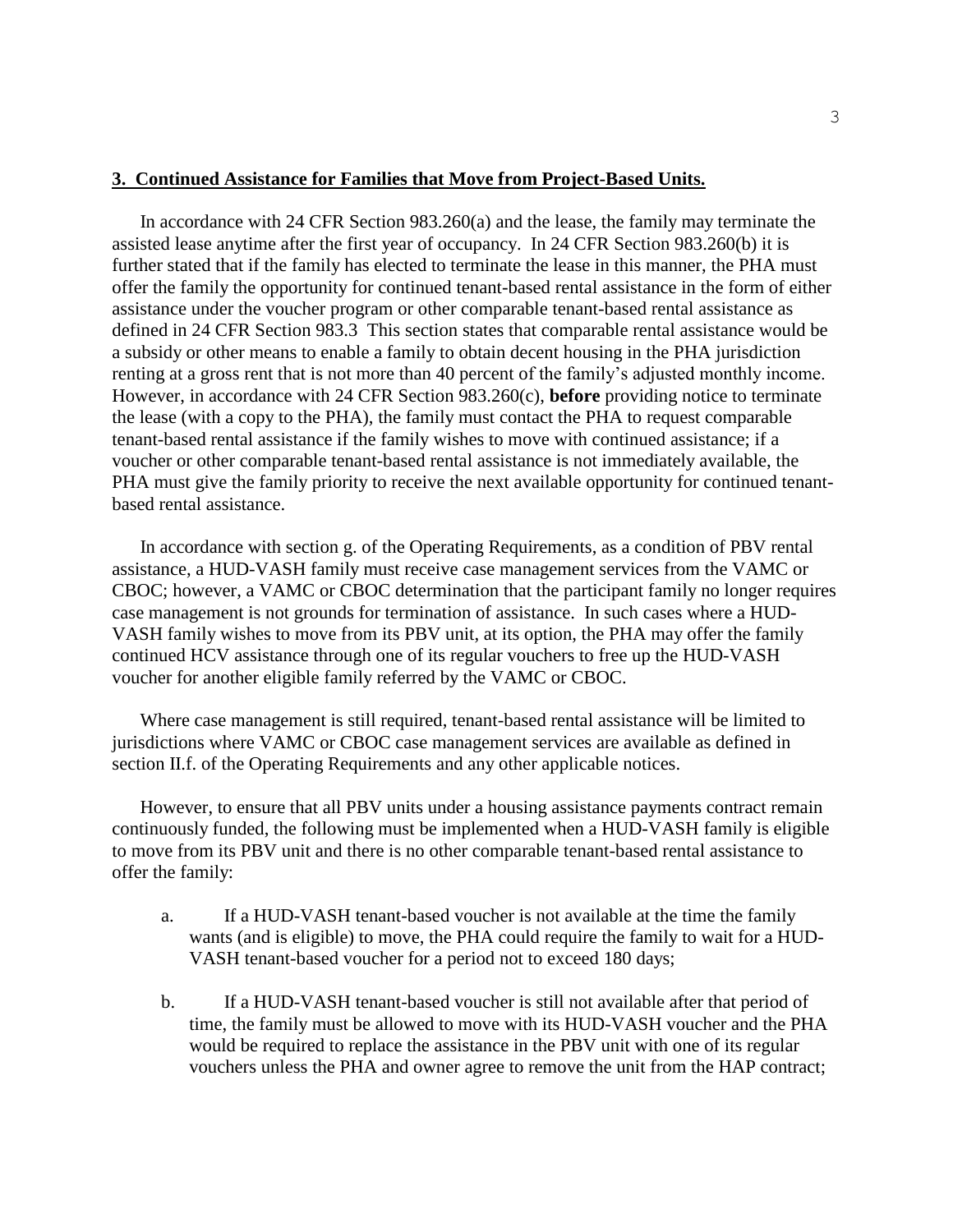**3. Continued Assistance for Families that Move from Project-Based Units.**

In accordance with 24 CFR Section 983.260(a) and the lease, the family may terminate the assisted lease anytime after the first year of occupancy. In 24 CFR Section 983.260(b) it is further stated that if the family has elected to terminate the lease in this manner, the PHA must offer the family the opportunity for continued tenant-based rental assistance in the form of either assistance under the voucher program or other comparable tenant-based rental assistance as defined in 24 CFR Section 983.3 This section states that comparable rental assistance would be a subsidy or other means to enable a family to obtain decent housing in the PHA jurisdiction renting at a gross rent that is not more than 40 percent of the family's adjusted monthly income. However, in accordance with 24 CFR Section 983.260(c), **before** providing notice to terminate the lease (with a copy to the PHA), the family must contact the PHA to request comparable tenant-based rental assistance if the family wishes to move with continued assistance; if a voucher or other comparable tenant-based rental assistance is not immediately available, the PHA must give the family priority to receive the next available opportunity for continued tenant-based rental assistance.

In accordance with section g. of the Operating Requirements, as a condition of PBV rental assistance, a HUD-VASH family must receive case management services from the VAMC or CBOC; however, a VAMC or CBOC determination that the participant family no longer requires case management is not grounds for termination of assistance. In such cases where a HUD-VASH family wishes to move from its PBV unit, at its option, the PHA may offer the family continued HCV assistance through one of its regular vouchers to free up the HUD-VASH voucher for another eligible family referred by the VAMC or CBOC.

Where case management is still required, tenant-based rental assistance will be limited to jurisdictions where VAMC or CBOC case management services are available as defined in section II.f. of the Operating Requirements and any other applicable notices.

However, to ensure that all PBV units under a housing assistance payments contract remain continuously funded, the following must be implemented when a HUD-VASH family is eligible to move from its PBV unit and there is no other comparable tenant-based rental assistance to offer the family:

a. If a HUD-VASH tenant-based voucher is not available at the time the family wants (and is eligible) to move, the PHA could require the family to wait for a HUD-VASH tenant-based voucher for a period not to exceed 180 days;

b. If a HUD-VASH tenant-based voucher is still not available after that period of time, the family must be allowed to move with its HUD-VASH voucher and the PHA would be required to replace the assistance in the PBV unit with one of its regular vouchers unless the PHA and owner agree to remove the unit from the HAP contract;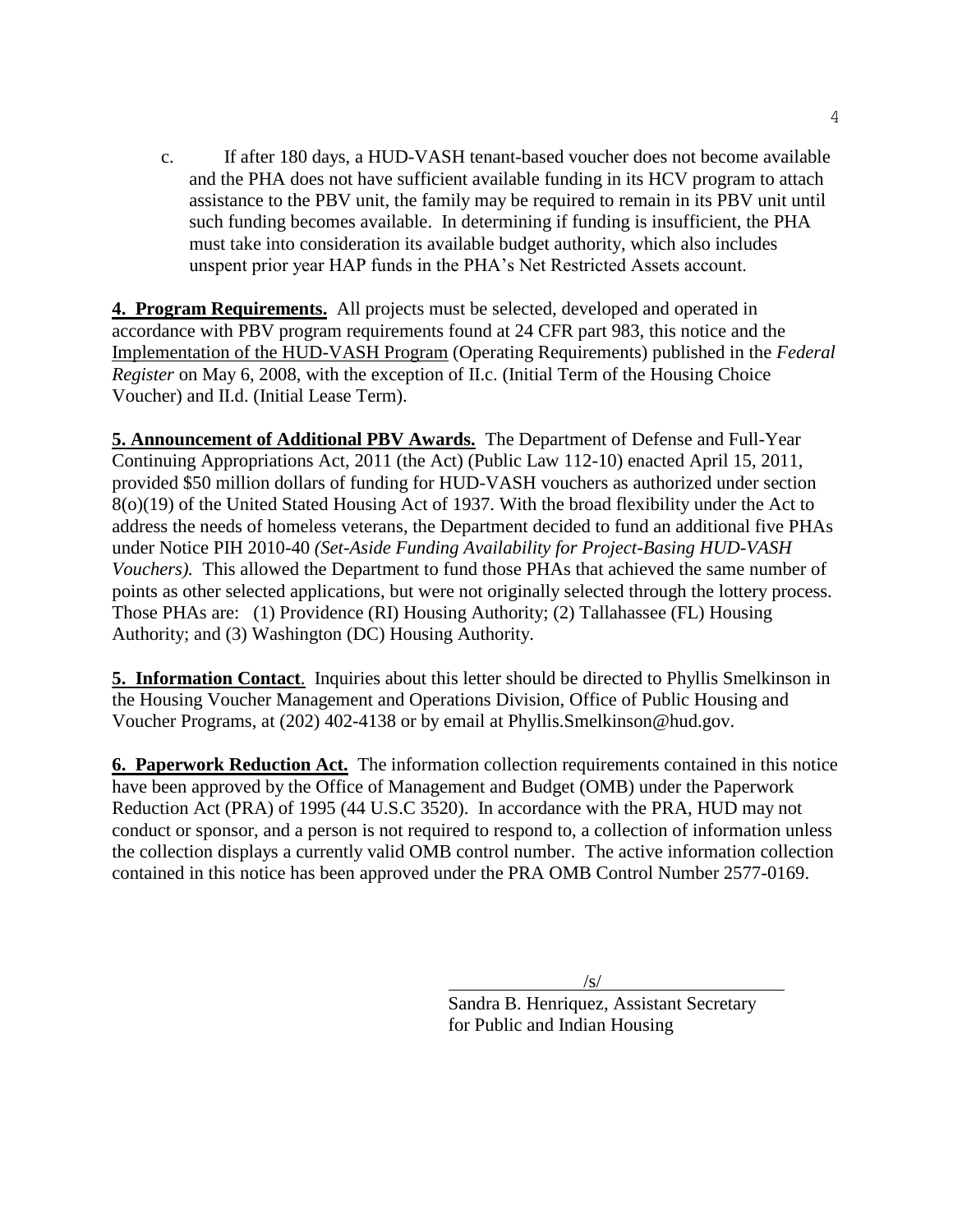c. If after 180 days, a HUD-VASH tenant-based voucher does not become available and the PHA does not have sufficient available funding in its HCV program to attach assistance to the PBV unit, the family may be required to remain in its PBV unit until such funding becomes available. In determining if funding is insufficient, the PHA must take into consideration its available budget authority, which also includes unspent prior year HAP funds in the PHA's Net Restricted Assets account.

**4. Program Requirements.** All projects must be selected, developed and operated in accordance with PBV program requirements found at 24 CFR part 983, this notice and the Implementation of the HUD-VASH Program (Operating Requirements) published in the *Federal Register* on May 6, 2008, with the exception of II.c. (Initial Term of the Housing Choice Voucher) and II.d. (Initial Lease Term).

**5. Announcement of Additional PBV Awards.** The Department of Defense and Full-Year Continuing Appropriations Act, 2011 (the Act) (Public Law 112-10) enacted April 15, 2011, provided $50 million dollars of funding for HUD-VASH vouchers as authorized under section 8(o)(19) of the United Stated Housing Act of 1937. With the broad flexibility under the Act to address the needs of homeless veterans, the Department decided to fund an additional five PHAs under Notice PIH 2010-40 *(Set-Aside Funding Availability for Project-Basing HUD-VASH Vouchers).* This allowed the Department to fund those PHAs that achieved the same number of points as other selected applications, but were not originally selected through the lottery process. Those PHAs are: (1) Providence (RI) Housing Authority; (2) Tallahassee (FL) Housing Authority; and (3) Washington (DC) Housing Authority.

**5. Information Contact**. Inquiries about this letter should be directed to Phyllis Smelkinson in the Housing Voucher Management and Operations Division, Office of Public Housing and Voucher Programs, at (202) 402-4138 or by email at Phyllis.Smelkinson@hud.gov.

**6. Paperwork Reduction Act.** The information collection requirements contained in this notice have been approved by the Office of Management and Budget (OMB) under the Paperwork Reduction Act (PRA) of 1995 (44 U.S.C 3520). In accordance with the PRA, HUD may not conduct or sponsor, and a person is not required to respond to, a collection of information unless the collection displays a currently valid OMB control number. The active information collection contained in this notice has been approved under the PRA OMB Control Number 2577-0169.

/s/

Sandra B. Henriquez, Assistant Secretary
for Public and Indian Housing